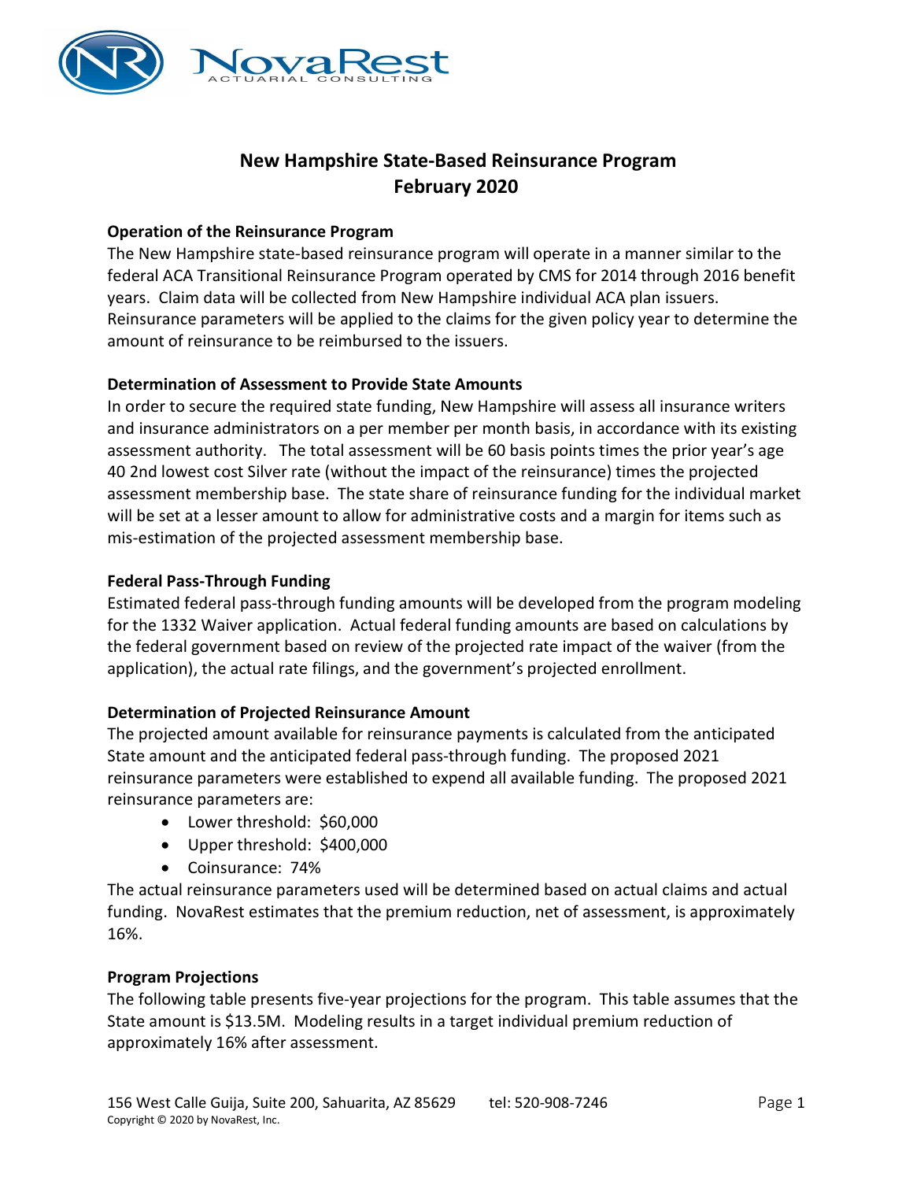# New Hampshire State-Based Reinsurance Program
# February 2020

## Operation of the Reinsurance Program

The New Hampshire state-based reinsurance program will operate in a manner similar to the federal ACA Transitional Reinsurance Program operated by CMS for 2014 through 2016 benefit years. Claim data will be collected from New Hampshire individual ACA plan issuers. Reinsurance parameters will be applied to the claims for the given policy year to determine the amount of reinsurance to be reimbursed to the issuers.

## Determination of Assessment to Provide State Amounts

In order to secure the required state funding, New Hampshire will assess all insurance writers and insurance administrators on a per member per month basis, in accordance with its existing assessment authority. The total assessment will be 60 basis points times the prior year's age 40 2nd lowest cost Silver rate (without the impact of the reinsurance) times the projected assessment membership base. The state share of reinsurance funding for the individual market will be set at a lesser amount to allow for administrative costs and a margin for items such as mis-estimation of the projected assessment membership base.

## Federal Pass-Through Funding

Estimated federal pass-through funding amounts will be developed from the program modeling for the 1332 Waiver application. Actual federal funding amounts are based on calculations by the federal government based on review of the projected rate impact of the waiver (from the application), the actual rate filings, and the government's projected enrollment.

## Determination of Projected Reinsurance Amount

The projected amount available for reinsurance payments is calculated from the anticipated State amount and the anticipated federal pass-through funding. The proposed 2021 reinsurance parameters were established to expend all available funding. The proposed 2021 reinsurance parameters are:

- Lower threshold: $60,000
- Upper threshold: $400,000
- Coinsurance: 74%

The actual reinsurance parameters used will be determined based on actual claims and actual funding. NovaRest estimates that the premium reduction, net of assessment, is approximately 16%.

## Program Projections

The following table presents five-year projections for the program. This table assumes that the State amount is $13.5M. Modeling results in a target individual premium reduction of approximately 16% after assessment.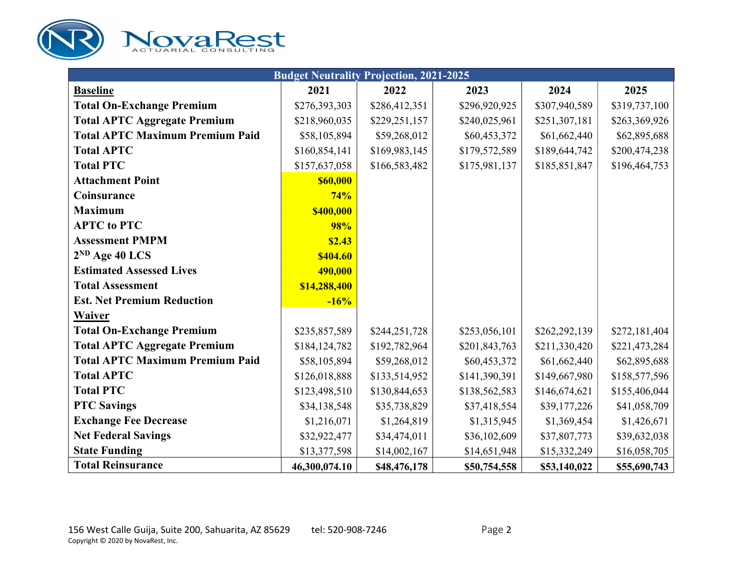| Budget Neutrality Projection, 2021-2025 | | | | | |
|---|---|---|---|---|---|
| **Baseline** | **2021** | **2022** | **2023** | **2024** | **2025** |
| **Total On-Exchange Premium** | $276,393,303 | $286,412,351 | $296,920,925 | $307,940,589 | $319,737,100 |
| **Total APTC Aggregate Premium** | $218,960,035 | $229,251,157 | $240,025,961 | $251,307,181 | $263,369,926 |
| **Total APTC Maximum Premium Paid** | $58,105,894 | $59,268,012 | $60,453,372 | $61,662,440 | $62,895,688 |
| **Total APTC** | $160,854,141 | $169,983,145 | $179,572,589 | $189,644,742 | $200,474,238 |
| **Total PTC** | $157,637,058 | $166,583,482 | $175,981,137 | $185,851,847 | $196,464,753 |
| **Attachment Point** | **$60,000** | | | | |
| **Coinsurance** | **74%** | | | | |
| **Maximum** | **$400,000** | | | | |
| **APTC to PTC** | **98%** | | | | |
| **Assessment PMPM** | **$2.43** | | | | |
| **2ND Age 40 LCS** | **$404.60** | | | | |
| **Estimated Assessed Lives** | **490,000** | | | | |
| **Total Assessment** | **$14,288,400** | | | | |
| **Est. Net Premium Reduction** | **-16%** | | | | |
| **Waiver** | | | | | |
| **Total On-Exchange Premium** | $235,857,589 | $244,251,728 | $253,056,101 | $262,292,139 | $272,181,404 |
| **Total APTC Aggregate Premium** | $184,124,782 | $192,782,964 | $201,843,763 | $211,330,420 | $221,473,284 |
| **Total APTC Maximum Premium Paid** | $58,105,894 | $59,268,012 | $60,453,372 | $61,662,440 | $62,895,688 |
| **Total APTC** | $126,018,888 | $133,514,952 | $141,390,391 | $149,667,980 | $158,577,596 |
| **Total PTC** | $123,498,510 | $130,844,653 | $138,562,583 | $146,674,621 | $155,406,044 |
| **PTC Savings** | $34,138,548 | $35,738,829 | $37,418,554 | $39,177,226 | $41,058,709 |
| **Exchange Fee Decrease** | $1,216,071 | $1,264,819 | $1,315,945 | $1,369,454 | $1,426,671 |
| **Net Federal Savings** | $32,922,477 | $34,474,011 | $36,102,609 | $37,807,773 | $39,632,038 |
| **State Funding** | $13,377,598 | $14,002,167 | $14,651,948 | $15,332,249 | $16,058,705 |
| **Total Reinsurance** | **46,300,074.10** | **$48,476,178** | **$50,754,558** | **$53,140,022** | **$55,690,743** |